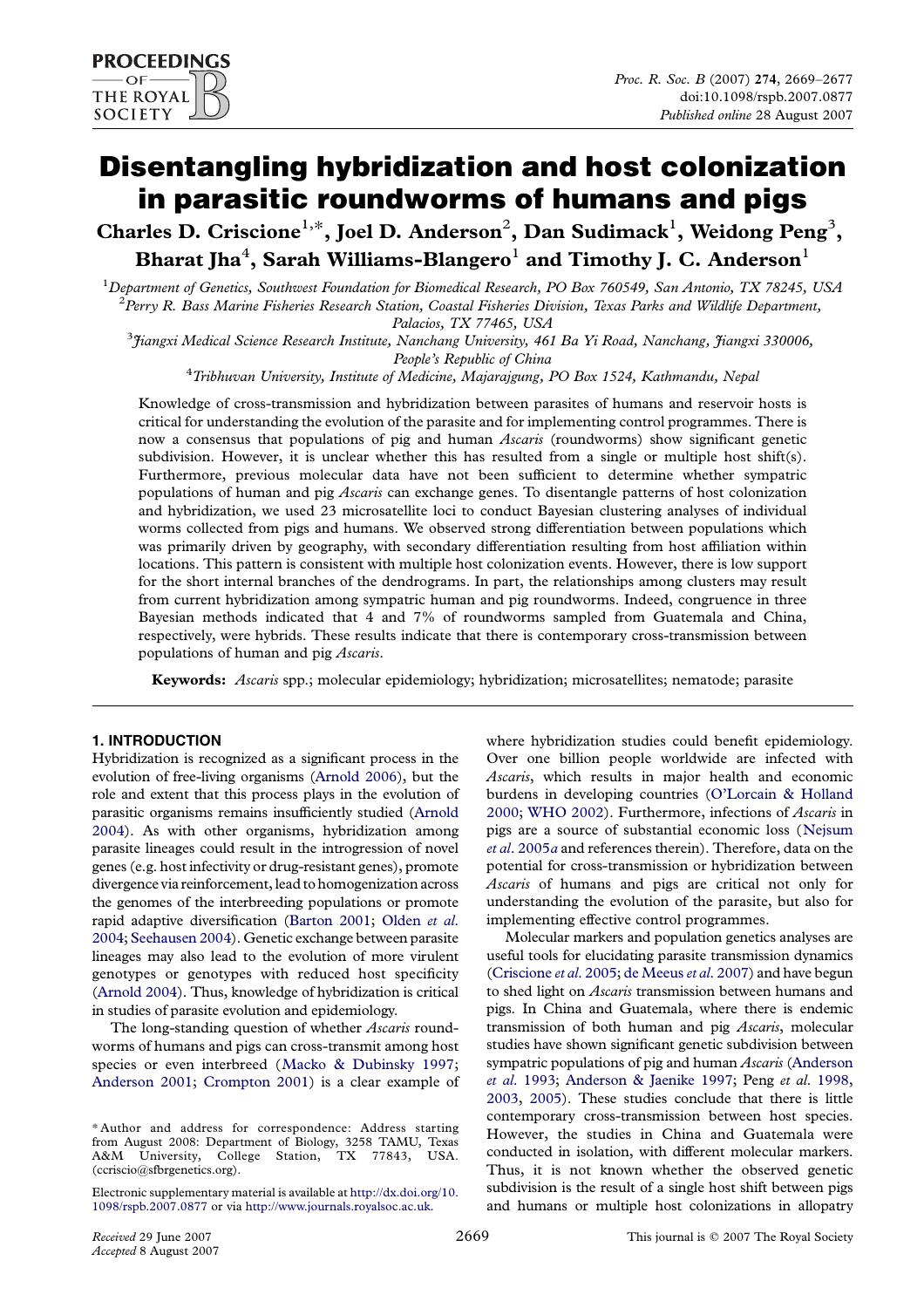# Disentangling hybridization and host colonization in parasitic roundworms of humans and pigs

**Charles D. Criscione[1,*], Joel D. Anderson[2], Dan Sudimack[1], Weidong Peng[3], Bharat Jha[4], Sarah Williams-Blangero[1] and Timothy J. C. Anderson[1]**

[1]Department of Genetics, Southwest Foundation for Biomedical Research, PO Box 760549, San Antonio, TX 78245, USA
[2]Perry R. Bass Marine Fisheries Research Station, Coastal Fisheries Division, Texas Parks and Wildlife Department, Palacios, TX 77465, USA
[3]Jiangxi Medical Science Research Institute, Nanchang University, 461 Ba Yi Road, Nanchang, Jiangxi 330006, People's Republic of China
[4]Tribhuvan University, Institute of Medicine, Majarajgung, PO Box 1524, Kathmandu, Nepal

Knowledge of cross-transmission and hybridization between parasites of humans and reservoir hosts is critical for understanding the evolution of the parasite and for implementing control programmes. There is now a consensus that populations of pig and human *Ascaris* (roundworms) show significant genetic subdivision. However, it is unclear whether this has resulted from a single or multiple host shift(s). Furthermore, previous molecular data have not been sufficient to determine whether sympatric populations of human and pig *Ascaris* can exchange genes. To disentangle patterns of host colonization and hybridization, we used 23 microsatellite loci to conduct Bayesian clustering analyses of individual worms collected from pigs and humans. We observed strong differentiation between populations which was primarily driven by geography, with secondary differentiation resulting from host affiliation within locations. This pattern is consistent with multiple host colonization events. However, there is low support for the short internal branches of the dendrograms. In part, the relationships among clusters may result from current hybridization among sympatric human and pig roundworms. Indeed, congruence in three Bayesian methods indicated that 4 and 7% of roundworms sampled from Guatemala and China, respectively, were hybrids. These results indicate that there is contemporary cross-transmission between populations of human and pig *Ascaris*.

**Keywords:** *Ascaris* spp.; molecular epidemiology; hybridization; microsatellites; nematode; parasite

## 1. INTRODUCTION

Hybridization is recognized as a significant process in the evolution of free-living organisms (Arnold 2006), but the role and extent that this process plays in the evolution of parasitic organisms remains insufficiently studied (Arnold 2004). As with other organisms, hybridization among parasite lineages could result in the introgression of novel genes (e.g. host infectivity or drug-resistant genes), promote divergence via reinforcement, lead to homogenization across the genomes of the interbreeding populations or promote rapid adaptive diversification (Barton 2001; Olden *et al.* 2004; Seehausen 2004). Genetic exchange between parasite lineages may also lead to the evolution of more virulent genotypes or genotypes with reduced host specificity (Arnold 2004). Thus, knowledge of hybridization is critical in studies of parasite evolution and epidemiology.

The long-standing question of whether *Ascaris* roundworms of humans and pigs can cross-transmit among host species or even interbreed (Macko & Dubinsky 1997; Anderson 2001; Crompton 2001) is a clear example of where hybridization studies could benefit epidemiology. Over one billion people worldwide are infected with *Ascaris*, which results in major health and economic burdens in developing countries (O'Lorcain & Holland 2000; WHO 2002). Furthermore, infections of *Ascaris* in pigs are a source of substantial economic loss (Nejsum *et al.* 2005*a* and references therein). Therefore, data on the potential for cross-transmission or hybridization between *Ascaris* of humans and pigs are critical not only for understanding the evolution of the parasite, but also for implementing effective control programmes.

Molecular markers and population genetics analyses are useful tools for elucidating parasite transmission dynamics (Criscione *et al.* 2005; de Meeus *et al.* 2007) and have begun to shed light on *Ascaris* transmission between humans and pigs. In China and Guatemala, where there is endemic transmission of both human and pig *Ascaris*, molecular studies have shown significant genetic subdivision between sympatric populations of pig and human *Ascaris* (Anderson *et al.* 1993; Anderson & Jaenike 1997; Peng *et al.* 1998, 2003, 2005). These studies conclude that there is little contemporary cross-transmission between host species. However, the studies in China and Guatemala were conducted in isolation, with different molecular markers. Thus, it is not known whether the observed genetic subdivision is the result of a single host shift between pigs and humans or multiple host colonizations in allopatry

*Author and address for correspondence: Address starting from August 2008: Department of Biology, 3258 TAMU, Texas A&M University, College Station, TX 77843, USA. (ccriscio@sfbrgenetics.org).

Electronic supplementary material is available at http://dx.doi.org/10.1098/rspb.2007.0877 or via http://www.journals.royalsoc.ac.uk.

Received 29 June 2007
Accepted 8 August 2007

This journal is © 2007 The Royal Society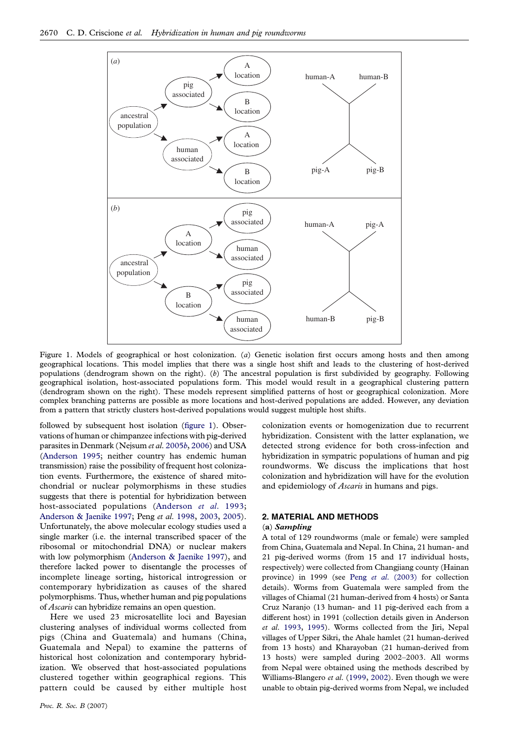Figure 1. Models of geographical or host colonization. (*a*) Genetic isolation first occurs among hosts and then among geographical locations. This model implies that there was a single host shift and leads to the clustering of host-derived populations (dendrogram shown on the right). (*b*) The ancestral population is first subdivided by geography. Following geographical isolation, host-associated populations form. This model would result in a geographical clustering pattern (dendrogram shown on the right). These models represent simplified patterns of host or geographical colonization. More complex branching patterns are possible as more locations and host-derived populations are added. However, any deviation from a pattern that strictly clusters host-derived populations would suggest multiple host shifts.

followed by subsequent host isolation (figure 1). Observations of human or chimpanzee infections with pig-derived parasites in Denmark (Nejsum *et al.* 2005*b*, 2006) and USA (Anderson 1995; neither country has endemic human transmission) raise the possibility of frequent host colonization events. Furthermore, the existence of shared mitochondrial or nuclear polymorphisms in these studies suggests that there is potential for hybridization between host-associated populations (Anderson *et al.* 1993; Anderson & Jaenike 1997; Peng *et al.* 1998, 2003, 2005). Unfortunately, the above molecular ecology studies used a single marker (i.e. the internal transcribed spacer of the ribosomal or mitochondrial DNA) or nuclear makers with low polymorphism (Anderson & Jaenike 1997), and therefore lacked power to disentangle the processes of incomplete lineage sorting, historical introgression or contemporary hybridization as causes of the shared polymorphisms. Thus, whether human and pig populations of *Ascaris* can hybridize remains an open question.

Here we used 23 microsatellite loci and Bayesian clustering analyses of individual worms collected from pigs (China and Guatemala) and humans (China, Guatemala and Nepal) to examine the patterns of historical host colonization and contemporary hybridization. We observed that host-associated populations clustered together within geographical regions. This pattern could be caused by either multiple host colonization events or homogenization due to recurrent hybridization. Consistent with the latter explanation, we detected strong evidence for both cross-infection and hybridization in sympatric populations of human and pig roundworms. We discuss the implications that host colonization and hybridization will have for the evolution and epidemiology of *Ascaris* in humans and pigs.

## 2. MATERIAL AND METHODS

### (a) *Sampling*

A total of 129 roundworms (male or female) were sampled from China, Guatemala and Nepal. In China, 21 human- and 21 pig-derived worms (from 15 and 17 individual hosts, respectively) were collected from Changjiang county (Hainan province) in 1999 (see Peng *et al.* (2003) for collection details). Worms from Guatemala were sampled from the villages of Chiamal (21 human-derived from 4 hosts) or Santa Cruz Naranjo (13 human- and 11 pig-derived each from a different host) in 1991 (collection details given in Anderson *et al.* 1993, 1995). Worms collected from the Jiri, Nepal villages of Upper Sikri, the Ahale hamlet (21 human-derived from 13 hosts) and Kharayoban (21 human-derived from 13 hosts) were sampled during 2002–2003. All worms from Nepal were obtained using the methods described by Williams-Blangero *et al.* (1999, 2002). Even though we were unable to obtain pig-derived worms from Nepal, we included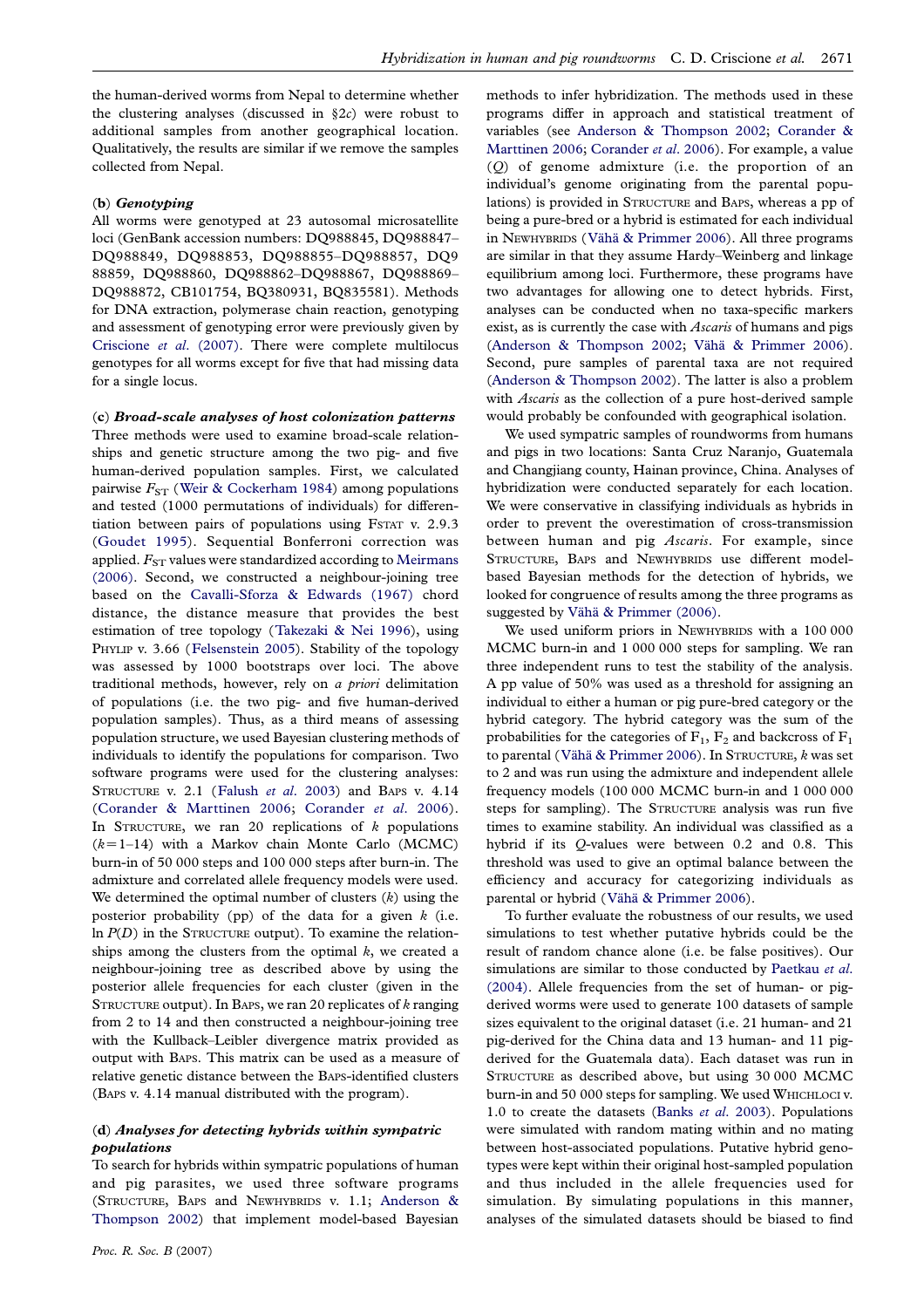the human-derived worms from Nepal to determine whether the clustering analyses (discussed in §2*c*) were robust to additional samples from another geographical location. Qualitatively, the results are similar if we remove the samples collected from Nepal.

### (b) *Genotyping*

All worms were genotyped at 23 autosomal microsatellite loci (GenBank accession numbers: DQ988845, DQ988847–DQ988849, DQ988853, DQ988855–DQ988857, DQ988859, DQ988860, DQ988862–DQ988867, DQ988869–DQ988872, CB101754, BQ380931, BQ835581). Methods for DNA extraction, polymerase chain reaction, genotyping and assessment of genotyping error were previously given by Criscione *et al.* (2007). There were complete multilocus genotypes for all worms except for five that had missing data for a single locus.

### (c) *Broad-scale analyses of host colonization patterns*

Three methods were used to examine broad-scale relationships and genetic structure among the two pig- and five human-derived population samples. First, we calculated pairwise $F_{ST}$ (Weir & Cockerham 1984) among populations and tested (1000 permutations of individuals) for differentiation between pairs of populations using FSTAT v. 2.9.3 (Goudet 1995). Sequential Bonferroni correction was applied. $F_{ST}$ values were standardized according to Meirmans (2006). Second, we constructed a neighbour-joining tree based on the Cavalli-Sforza & Edwards (1967) chord distance, the distance measure that provides the best estimation of tree topology (Takezaki & Nei 1996), using PHYLIP v. 3.66 (Felsenstein 2005). Stability of the topology was assessed by 1000 bootstraps over loci. The above traditional methods, however, rely on *a priori* delimitation of populations (i.e. the two pig- and five human-derived population samples). Thus, as a third means of assessing population structure, we used Bayesian clustering methods of individuals to identify the populations for comparison. Two software programs were used for the clustering analyses: STRUCTURE v. 2.1 (Falush *et al.* 2003) and BAPS v. 4.14 (Corander & Marttinen 2006; Corander *et al.* 2006). In STRUCTURE, we ran 20 replications of $k$ populations ($k$=1–14) with a Markov chain Monte Carlo (MCMC) burn-in of 50 000 steps and 100 000 steps after burn-in. The admixture and correlated allele frequency models were used. We determined the optimal number of clusters ($k$) using the posterior probability (pp) of the data for a given $k$ (i.e. $\ln P(D)$ in the STRUCTURE output). To examine the relationships among the clusters from the optimal $k$, we created a neighbour-joining tree as described above by using the posterior allele frequencies for each cluster (given in the STRUCTURE output). In BAPS, we ran 20 replicates of $k$ ranging from 2 to 14 and then constructed a neighbour-joining tree with the Kullback–Leibler divergence matrix provided as output with BAPS. This matrix can be used as a measure of relative genetic distance between the BAPS-identified clusters (BAPS v. 4.14 manual distributed with the program).

### (d) *Analyses for detecting hybrids within sympatric populations*

To search for hybrids within sympatric populations of human and pig parasites, we used three software programs (STRUCTURE, BAPS and NEWHYBRIDS v. 1.1; Anderson & Thompson 2002) that implement model-based Bayesian methods to infer hybridization. The methods used in these programs differ in approach and statistical treatment of variables (see Anderson & Thompson 2002; Corander & Marttinen 2006; Corander *et al.* 2006). For example, a value ($Q$) of genome admixture (i.e. the proportion of an individual's genome originating from the parental populations) is provided in STRUCTURE and BAPS, whereas a pp of being a pure-bred or a hybrid is estimated for each individual in NEWHYBRIDS (Vähä & Primmer 2006). All three programs are similar in that they assume Hardy–Weinberg and linkage equilibrium among loci. Furthermore, these programs have two advantages for allowing one to detect hybrids. First, analyses can be conducted when no taxa-specific markers exist, as is currently the case with *Ascaris* of humans and pigs (Anderson & Thompson 2002; Vähä & Primmer 2006). Second, pure samples of parental taxa are not required (Anderson & Thompson 2002). The latter is also a problem with *Ascaris* as the collection of a pure host-derived sample would probably be confounded with geographical isolation.

We used sympatric samples of roundworms from humans and pigs in two locations: Santa Cruz Naranjo, Guatemala and Changjiang county, Hainan province, China. Analyses of hybridization were conducted separately for each location. We were conservative in classifying individuals as hybrids in order to prevent the overestimation of cross-transmission between human and pig *Ascaris*. For example, since STRUCTURE, BAPS and NEWHYBRIDS use different model-based Bayesian methods for the detection of hybrids, we looked for congruence of results among the three programs as suggested by Vähä & Primmer (2006).

We used uniform priors in NEWHYBRIDS with a 100 000 MCMC burn-in and 1 000 000 steps for sampling. We ran three independent runs to test the stability of the analysis. A pp value of 50% was used as a threshold for assigning an individual to either a human or pig pure-bred category or the hybrid category. The hybrid category was the sum of the probabilities for the categories of $F_1$, $F_2$ and backcross of $F_1$ to parental (Vähä & Primmer 2006). In STRUCTURE, $k$ was set to 2 and was run using the admixture and independent allele frequency models (100 000 MCMC burn-in and 1 000 000 steps for sampling). The STRUCTURE analysis was run five times to examine stability. An individual was classified as a hybrid if its $Q$-values were between 0.2 and 0.8. This threshold was used to give an optimal balance between the efficiency and accuracy for categorizing individuals as parental or hybrid (Vähä & Primmer 2006).

To further evaluate the robustness of our results, we used simulations to test whether putative hybrids could be the result of random chance alone (i.e. be false positives). Our simulations are similar to those conducted by Paetkau *et al.* (2004). Allele frequencies from the set of human- or pig-derived worms were used to generate 100 datasets of sample sizes equivalent to the original dataset (i.e. 21 human- and 21 pig-derived for the China data and 13 human- and 11 pig-derived for the Guatemala data). Each dataset was run in STRUCTURE as described above, but using 30 000 MCMC burn-in and 50 000 steps for sampling. We used WHICHLOCI v. 1.0 to create the datasets (Banks *et al.* 2003). Populations were simulated with random mating within and no mating between host-associated populations. Putative hybrid genotypes were kept within their original host-sampled population and thus included in the allele frequencies used for simulation. By simulating populations in this manner, analyses of the simulated datasets should be biased to find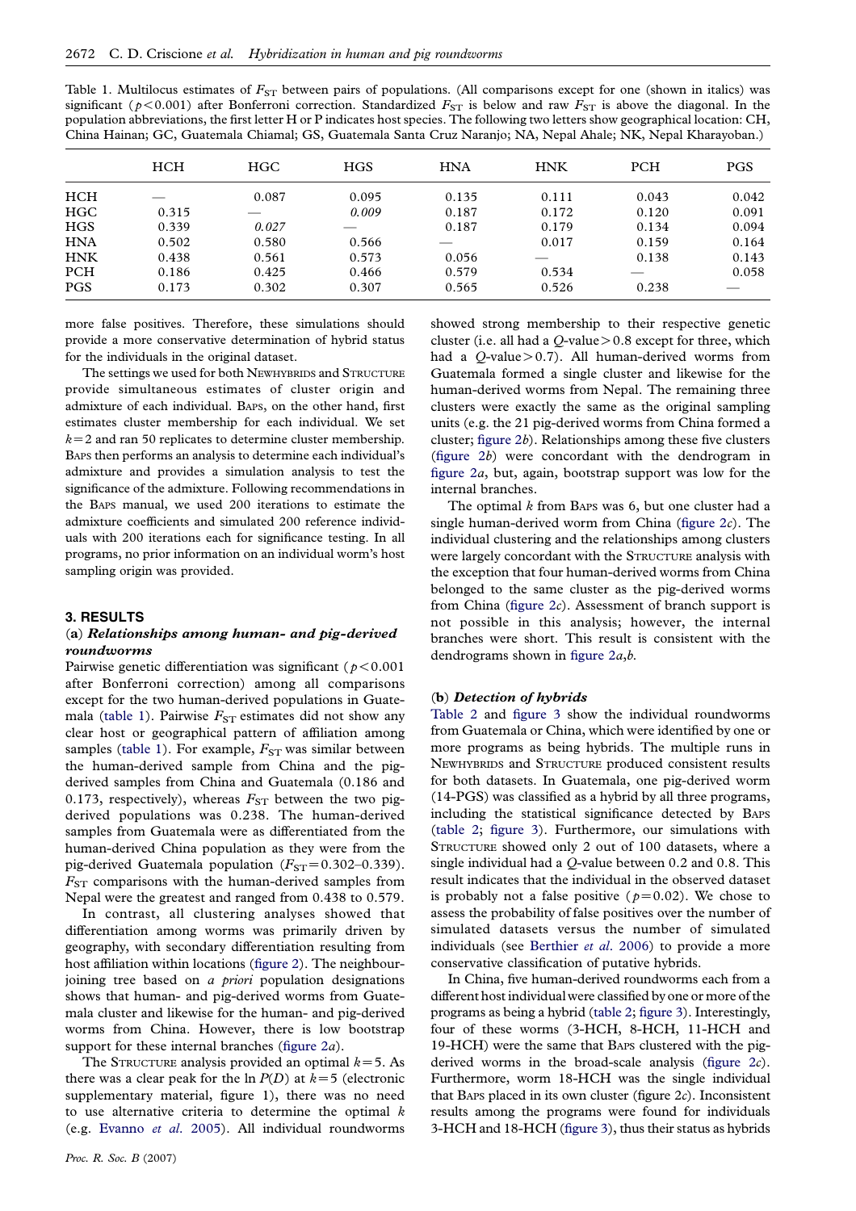Table 1. Multilocus estimates of $F_{ST}$ between pairs of populations. (All comparisons except for one (shown in italics) was significant ($p<0.001$) after Bonferroni correction. Standardized $F_{ST}$ is below and raw $F_{ST}$ is above the diagonal. In the population abbreviations, the first letter H or P indicates host species. The following two letters show geographical location: CH, China Hainan; GC, Guatemala Chiamal; GS, Guatemala Santa Cruz Naranjo; NA, Nepal Ahale; NK, Nepal Kharayoban.)

| | HCH | HGC | HGS | HNA | HNK | PCH | PGS |
|---|---|---|---|---|---|---|---|
| HCH | — | 0.087 | 0.095 | 0.135 | 0.111 | 0.043 | 0.042 |
| HGC | 0.315 | — | *0.009* | 0.187 | 0.172 | 0.120 | 0.091 |
| HGS | 0.339 | *0.027* | — | 0.187 | 0.179 | 0.134 | 0.094 |
| HNA | 0.502 | 0.580 | 0.566 | — | 0.017 | 0.159 | 0.164 |
| HNK | 0.438 | 0.561 | 0.573 | 0.056 | — | 0.138 | 0.143 |
| PCH | 0.186 | 0.425 | 0.466 | 0.579 | 0.534 | — | 0.058 |
| PGS | 0.173 | 0.302 | 0.307 | 0.565 | 0.526 | 0.238 | — |

more false positives. Therefore, these simulations should provide a more conservative determination of hybrid status for the individuals in the original dataset.

The settings we used for both NEWHYBRIDS and STRUCTURE provide simultaneous estimates of cluster origin and admixture of each individual. BAPS, on the other hand, first estimates cluster membership for each individual. We set $k=2$ and ran 50 replicates to determine cluster membership. BAPS then performs an analysis to determine each individual's admixture and provides a simulation analysis to test the significance of the admixture. Following recommendations in the BAPS manual, we used 200 iterations to estimate the admixture coefficients and simulated 200 reference individuals with 200 iterations each for significance testing. In all programs, no prior information on an individual worm's host sampling origin was provided.

## 3. RESULTS

### (a) *Relationships among human- and pig-derived roundworms*

Pairwise genetic differentiation was significant ($p<0.001$ after Bonferroni correction) among all comparisons except for the two human-derived populations in Guatemala (table 1). Pairwise $F_{ST}$ estimates did not show any clear host or geographical pattern of affiliation among samples (table 1). For example, $F_{ST}$ was similar between the human-derived sample from China and the pig-derived samples from China and Guatemala (0.186 and 0.173, respectively), whereas $F_{ST}$ between the two pig-derived populations was 0.238. The human-derived samples from Guatemala were as differentiated from the human-derived China population as they were from the pig-derived Guatemala population ($F_{ST}=0.302$–$0.339$). $F_{ST}$ comparisons with the human-derived samples from Nepal were the greatest and ranged from 0.438 to 0.579.

In contrast, all clustering analyses showed that differentiation among worms was primarily driven by geography, with secondary differentiation resulting from host affiliation within locations (figure 2). The neighbour-joining tree based on *a priori* population designations shows that human- and pig-derived worms from Guatemala cluster and likewise for the human- and pig-derived worms from China. However, there is low bootstrap support for these internal branches (figure 2*a*).

The STRUCTURE analysis provided an optimal $k=5$. As there was a clear peak for the ln $P(D)$ at $k=5$ (electronic supplementary material, figure 1), there was no need to use alternative criteria to determine the optimal $k$ (e.g. Evanno *et al*. 2005). All individual roundworms showed strong membership to their respective genetic cluster (i.e. all had a $Q$-value $>0.8$ except for three, which had a $Q$-value $>0.7$). All human-derived worms from Guatemala formed a single cluster and likewise for the human-derived worms from Nepal. The remaining three clusters were exactly the same as the original sampling units (e.g. the 21 pig-derived worms from China formed a cluster; figure 2*b*). Relationships among these five clusters (figure 2*b*) were concordant with the dendrogram in figure 2*a*, but, again, bootstrap support was low for the internal branches.

The optimal $k$ from BAPS was 6, but one cluster had a single human-derived worm from China (figure 2*c*). The individual clustering and the relationships among clusters were largely concordant with the STRUCTURE analysis with the exception that four human-derived worms from China belonged to the same cluster as the pig-derived worms from China (figure 2*c*). Assessment of branch support is not possible in this analysis; however, the internal branches were short. This result is consistent with the dendrograms shown in figure 2*a*,*b*.

### (b) *Detection of hybrids*

Table 2 and figure 3 show the individual roundworms from Guatemala or China, which were identified by one or more programs as being hybrids. The multiple runs in NEWHYBRIDS and STRUCTURE produced consistent results for both datasets. In Guatemala, one pig-derived worm (14-PGS) was classified as a hybrid by all three programs, including the statistical significance detected by BAPS (table 2; figure 3). Furthermore, our simulations with STRUCTURE showed only 2 out of 100 datasets, where a single individual had a $Q$-value between 0.2 and 0.8. This result indicates that the individual in the observed dataset is probably not a false positive ($p=0.02$). We chose to assess the probability of false positives over the number of simulated datasets versus the number of simulated individuals (see Berthier *et al*. 2006) to provide a more conservative classification of putative hybrids.

In China, five human-derived roundworms each from a different host individual were classified by one or more of the programs as being a hybrid (table 2; figure 3). Interestingly, four of these worms (3-HCH, 8-HCH, 11-HCH and 19-HCH) were the same that BAPS clustered with the pig-derived worms in the broad-scale analysis (figure 2*c*). Furthermore, worm 18-HCH was the single individual that BAPS placed in its own cluster (figure 2*c*). Inconsistent results among the programs were found for individuals 3-HCH and 18-HCH (figure 3), thus their status as hybrids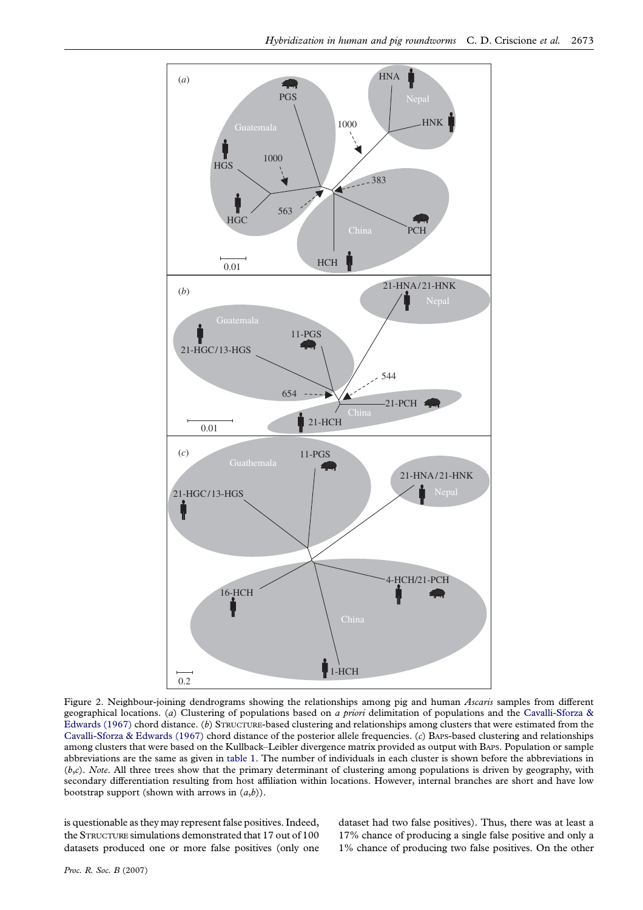Figure 2. Neighbour-joining dendrograms showing the relationships among pig and human *Ascaris* samples from different geographical locations. (*a*) Clustering of populations based on *a priori* delimitation of populations and the Cavalli-Sforza & Edwards (1967) chord distance. (*b*) STRUCTURE-based clustering and relationships among clusters that were estimated from the Cavalli-Sforza & Edwards (1967) chord distance of the posterior allele frequencies. (*c*) BAPS-based clustering and relationships among clusters that were based on the Kullback–Leibler divergence matrix provided as output with BAPS. Population or sample abbreviations are the same as given in table 1. The number of individuals in each cluster is shown before the abbreviations in (*b*,*c*). *Note*. All three trees show that the primary determinant of clustering among populations is driven by geography, with secondary differentiation resulting from host affiliation within locations. However, internal branches are short and have low bootstrap support (shown with arrows in (*a*,*b*)).

is questionable as they may represent false positives. Indeed, the STRUCTURE simulations demonstrated that 17 out of 100 datasets produced one or more false positives (only one dataset had two false positives). Thus, there was at least a 17% chance of producing a single false positive and only a 1% chance of producing two false positives. On the other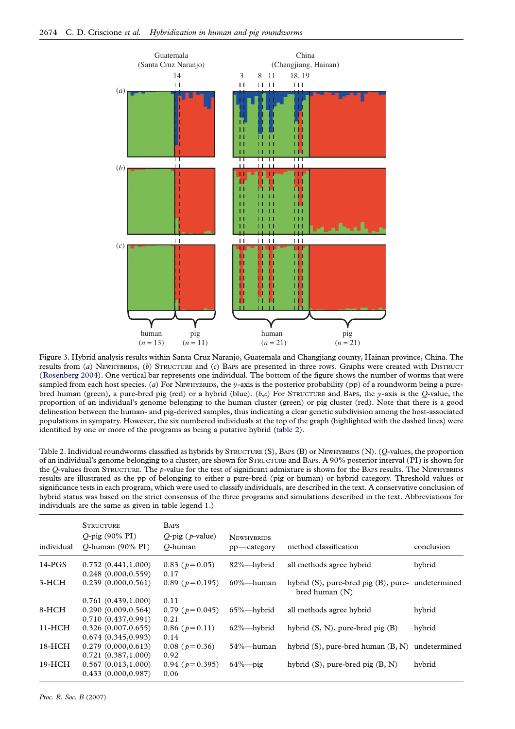Figure 3. Hybrid analysis results within Santa Cruz Naranjo, Guatemala and Changjiang county, Hainan province, China. The results from (*a*) NEWHYBRIDS, (*b*) STRUCTURE and (*c*) BAPS are presented in three rows. Graphs were created with DISTRUCT (Rosenberg 2004). One vertical bar represents one individual. The bottom of the figure shows the number of worms that were sampled from each host species. (*a*) For NEWHYBRIDS, the *y*-axis is the posterior probability (pp) of a roundworm being a pure-bred human (green), a pure-bred pig (red) or a hybrid (blue). (*b*,*c*) For STRUCTURE and BAPS, the *y*-axis is the *Q*-value, the proportion of an individual's genome belonging to the human cluster (green) or pig cluster (red). Note that there is a good delineation between the human- and pig-derived samples, thus indicating a clear genetic subdivision among the host-associated populations in sympatry. However, the six numbered individuals at the top of the graph (highlighted with the dashed lines) were identified by one or more of the programs as being a putative hybrid (table 2).

Table 2. Individual roundworms classified as hybrids by STRUCTURE (S), BAPS (B) or NEWHYBRIDS (N). (*Q*-values, the proportion of an individual's genome belonging to a cluster, are shown for STRUCTURE and BAPS. A 90% posterior interval (PI) is shown for the *Q*-values from STRUCTURE. The *p*-value for the test of significant admixture is shown for the BAPS results. The NEWHYBRIDS results are illustrated as the pp of belonging to either a pure-bred (pig or human) or hybrid category. Threshold values or significance tests in each program, which were used to classify individuals, are described in the text. A conservative conclusion of hybrid status was based on the strict consensus of the three programs and simulations described in the text. Abbreviations for individuals are the same as given in table legend 1.)

| individual | STRUCTURE *Q*-pig (90% PI) *Q*-human (90% PI) | BAPS *Q*-pig (*p*-value) *Q*-human | NEWHYBRIDS pp—category | method classification | conclusion |
|---|---|---|---|---|---|
| 14-PGS | 0.752 (0.441,1.000) 0.248 (0.000,0.559) | 0.83 ($p=0.05$) 0.17 | 82%—hybrid | all methods agree hybrid | hybrid |
| 3-HCH | 0.239 (0.000,0.561) 0.761 (0.439,1.000) | 0.89 ($p=0.195$) 0.11 | 60%—human | hybrid (S), pure-bred pig (B), pure-bred human (N) | undetermined |
| 8-HCH | 0.290 (0.009,0.564) 0.710 (0.437,0.991) | 0.79 ($p=0.045$) 0.21 | 65%—hybrid | all methods agree hybrid | hybrid |
| 11-HCH | 0.326 (0.007,0.655) 0.674 (0.345,0.993) | 0.86 ($p=0.11$) 0.14 | 62%—hybrid | hybrid (S, N), pure-bred pig (B) | hybrid |
| 18-HCH | 0.279 (0.000,0.613) 0.721 (0.387,1.000) | 0.08 ($p=0.36$) 0.92 | 54%—human | hybrid (S), pure-bred human (B, N) | undetermined |
| 19-HCH | 0.567 (0.013,1.000) 0.433 (0.000,0.987) | 0.94 ($p=0.395$) 0.06 | 64%—pig | hybrid (S), pure-bred pig (B, N) | hybrid |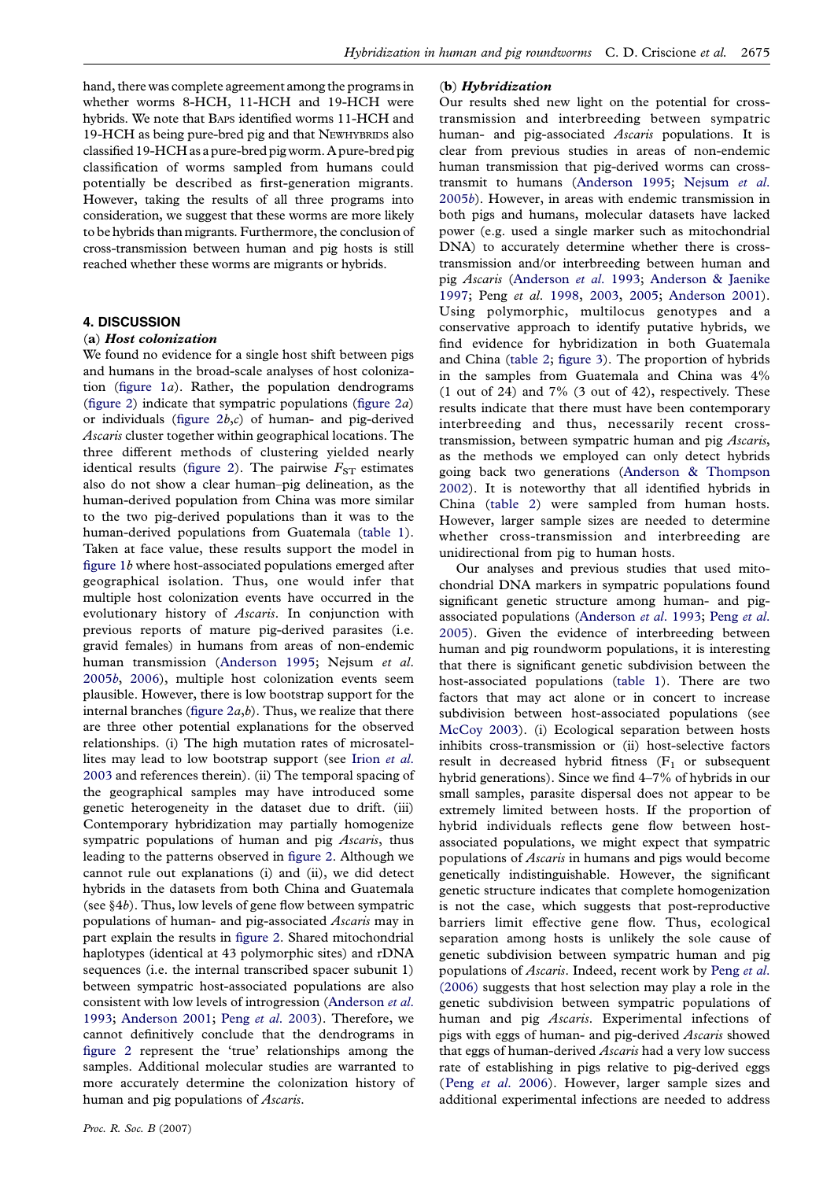hand, there was complete agreement among the programs in whether worms 8-HCH, 11-HCH and 19-HCH were hybrids. We note that BAPS identified worms 11-HCH and 19-HCH as being pure-bred pig and that NEWHYBRIDS also classified 19-HCH as a pure-bred pig worm. A pure-bred pig classification of worms sampled from humans could potentially be described as first-generation migrants. However, taking the results of all three programs into consideration, we suggest that these worms are more likely to be hybrids than migrants. Furthermore, the conclusion of cross-transmission between human and pig hosts is still reached whether these worms are migrants or hybrids.

## 4. DISCUSSION

### (a) *Host colonization*

We found no evidence for a single host shift between pigs and humans in the broad-scale analyses of host colonization (figure 1*a*). Rather, the population dendrograms (figure 2) indicate that sympatric populations (figure 2*a*) or individuals (figure 2*b*,*c*) of human- and pig-derived *Ascaris* cluster together within geographical locations. The three different methods of clustering yielded nearly identical results (figure 2). The pairwise $F_{ST}$ estimates also do not show a clear human–pig delineation, as the human-derived population from China was more similar to the two pig-derived populations than it was to the human-derived populations from Guatemala (table 1). Taken at face value, these results support the model in figure 1*b* where host-associated populations emerged after geographical isolation. Thus, one would infer that multiple host colonization events have occurred in the evolutionary history of *Ascaris*. In conjunction with previous reports of mature pig-derived parasites (i.e. gravid females) in humans from areas of non-endemic human transmission (Anderson 1995; Nejsum *et al.* 2005*b*, 2006), multiple host colonization events seem plausible. However, there is low bootstrap support for the internal branches (figure 2*a*,*b*). Thus, we realize that there are three other potential explanations for the observed relationships. (i) The high mutation rates of microsatellites may lead to low bootstrap support (see Irion *et al.* 2003 and references therein). (ii) The temporal spacing of the geographical samples may have introduced some genetic heterogeneity in the dataset due to drift. (iii) Contemporary hybridization may partially homogenize sympatric populations of human and pig *Ascaris*, thus leading to the patterns observed in figure 2. Although we cannot rule out explanations (i) and (ii), we did detect hybrids in the datasets from both China and Guatemala (see §4*b*). Thus, low levels of gene flow between sympatric populations of human- and pig-associated *Ascaris* may in part explain the results in figure 2. Shared mitochondrial haplotypes (identical at 43 polymorphic sites) and rDNA sequences (i.e. the internal transcribed spacer subunit 1) between sympatric host-associated populations are also consistent with low levels of introgression (Anderson *et al.* 1993; Anderson 2001; Peng *et al.* 2003). Therefore, we cannot definitively conclude that the dendrograms in figure 2 represent the 'true' relationships among the samples. Additional molecular studies are warranted to more accurately determine the colonization history of human and pig populations of *Ascaris*.

### (b) *Hybridization*

Our results shed new light on the potential for cross-transmission and interbreeding between sympatric human- and pig-associated *Ascaris* populations. It is clear from previous studies in areas of non-endemic human transmission that pig-derived worms can cross-transmit to humans (Anderson 1995; Nejsum *et al.* 2005*b*). However, in areas with endemic transmission in both pigs and humans, molecular datasets have lacked power (e.g. used a single marker such as mitochondrial DNA) to accurately determine whether there is cross-transmission and/or interbreeding between human and pig *Ascaris* (Anderson *et al.* 1993; Anderson & Jaenike 1997; Peng *et al.* 1998, 2003, 2005; Anderson 2001). Using polymorphic, multilocus genotypes and a conservative approach to identify putative hybrids, we find evidence for hybridization in both Guatemala and China (table 2; figure 3). The proportion of hybrids in the samples from Guatemala and China was 4% (1 out of 24) and 7% (3 out of 42), respectively. These results indicate that there must have been contemporary interbreeding and thus, necessarily recent cross-transmission, between sympatric human and pig *Ascaris*, as the methods we employed can only detect hybrids going back two generations (Anderson & Thompson 2002). It is noteworthy that all identified hybrids in China (table 2) were sampled from human hosts. However, larger sample sizes are needed to determine whether cross-transmission and interbreeding are unidirectional from pig to human hosts.

Our analyses and previous studies that used mitochondrial DNA markers in sympatric populations found significant genetic structure among human- and pig-associated populations (Anderson *et al.* 1993; Peng *et al.* 2005). Given the evidence of interbreeding between human and pig roundworm populations, it is interesting that there is significant genetic subdivision between the host-associated populations (table 1). There are two factors that may act alone or in concert to increase subdivision between host-associated populations (see McCoy 2003). (i) Ecological separation between hosts inhibits cross-transmission or (ii) host-selective factors result in decreased hybrid fitness ($F_1$ or subsequent hybrid generations). Since we find 4–7% of hybrids in our small samples, parasite dispersal does not appear to be extremely limited between hosts. If the proportion of hybrid individuals reflects gene flow between host-associated populations, we might expect that sympatric populations of *Ascaris* in humans and pigs would become genetically indistinguishable. However, the significant genetic structure indicates that complete homogenization is not the case, which suggests that post-reproductive barriers limit effective gene flow. Thus, ecological separation among hosts is unlikely the sole cause of genetic subdivision between sympatric human and pig populations of *Ascaris*. Indeed, recent work by Peng *et al.* (2006) suggests that host selection may play a role in the genetic subdivision between sympatric populations of human and pig *Ascaris*. Experimental infections of pigs with eggs of human- and pig-derived *Ascaris* showed that eggs of human-derived *Ascaris* had a very low success rate of establishing in pigs relative to pig-derived eggs (Peng *et al.* 2006). However, larger sample sizes and additional experimental infections are needed to address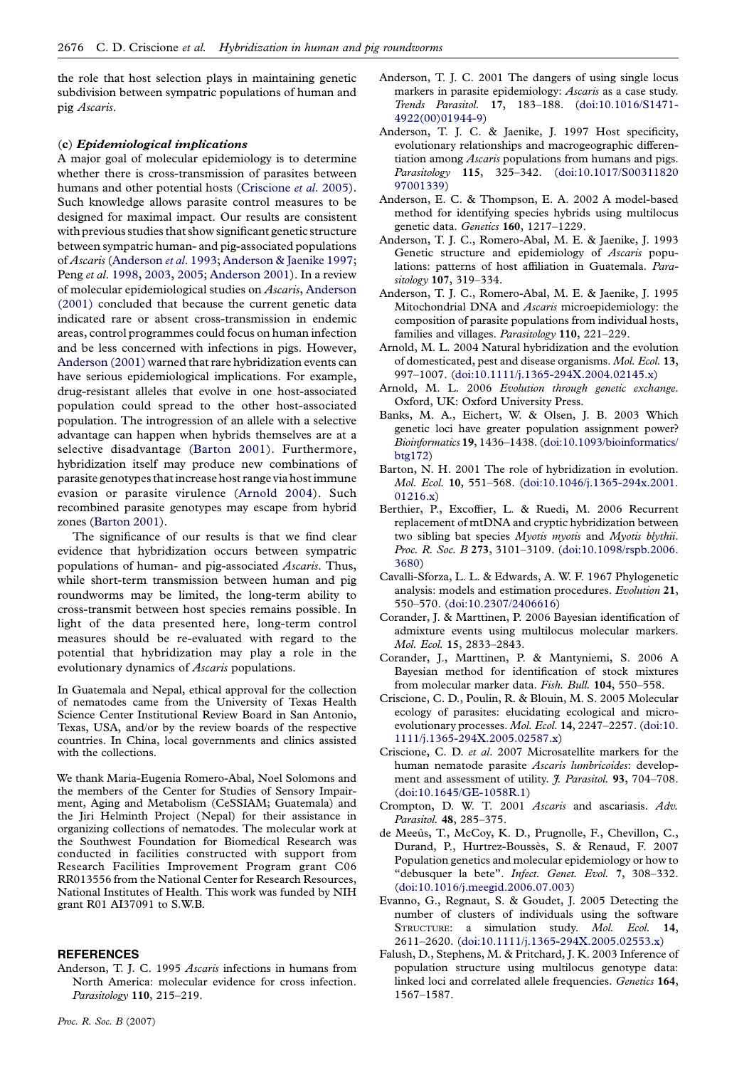the role that host selection plays in maintaining genetic subdivision between sympatric populations of human and pig *Ascaris*.

### (c) *Epidemiological implications*

A major goal of molecular epidemiology is to determine whether there is cross-transmission of parasites between humans and other potential hosts (Criscione *et al*. 2005). Such knowledge allows parasite control measures to be designed for maximal impact. Our results are consistent with previous studies that show significant genetic structure between sympatric human- and pig-associated populations of *Ascaris* (Anderson *et al*. 1993; Anderson & Jaenike 1997; Peng *et al*. 1998, 2003, 2005; Anderson 2001). In a review of molecular epidemiological studies on *Ascaris*, Anderson (2001) concluded that because the current genetic data indicated rare or absent cross-transmission in endemic areas, control programmes could focus on human infection and be less concerned with infections in pigs. However, Anderson (2001) warned that rare hybridization events can have serious epidemiological implications. For example, drug-resistant alleles that evolve in one host-associated population could spread to the other host-associated population. The introgression of an allele with a selective advantage can happen when hybrids themselves are at a selective disadvantage (Barton 2001). Furthermore, hybridization itself may produce new combinations of parasite genotypes that increase host range via host immune evasion or parasite virulence (Arnold 2004). Such recombined parasite genotypes may escape from hybrid zones (Barton 2001).

The significance of our results is that we find clear evidence that hybridization occurs between sympatric populations of human- and pig-associated *Ascaris*. Thus, while short-term transmission between human and pig roundworms may be limited, the long-term ability to cross-transmit between host species remains possible. In light of the data presented here, long-term control measures should be re-evaluated with regard to the potential that hybridization may play a role in the evolutionary dynamics of *Ascaris* populations.

In Guatemala and Nepal, ethical approval for the collection of nematodes came from the University of Texas Health Science Center Institutional Review Board in San Antonio, Texas, USA, and/or by the review boards of the respective countries. In China, local governments and clinics assisted with the collections.

We thank Maria-Eugenia Romero-Abal, Noel Solomons and the members of the Center for Studies of Sensory Impairment, Aging and Metabolism (CeSSIAM; Guatemala) and the Jiri Helminth Project (Nepal) for their assistance in organizing collections of nematodes. The molecular work at the Southwest Foundation for Biomedical Research was conducted in facilities constructed with support from Research Facilities Improvement Program grant C06 RR013556 from the National Center for Research Resources, National Institutes of Health. This work was funded by NIH grant R01 AI37091 to S.W.B.

## REFERENCES

Anderson, T. J. C. 1995 *Ascaris* infections in humans from North America: molecular evidence for cross infection. *Parasitology* **110**, 215–219.

Anderson, T. J. C. 2001 The dangers of using single locus markers in parasite epidemiology: *Ascaris* as a case study. *Trends Parasitol.* **17**, 183–188. (doi:10.1016/S1471-4922(00)01944-9)

Anderson, T. J. C. & Jaenike, J. 1997 Host specificity, evolutionary relationships and macrogeographic differentiation among *Ascaris* populations from humans and pigs. *Parasitology* **115**, 325–342. (doi:10.1017/S0031182097001339)

Anderson, E. C. & Thompson, E. A. 2002 A model-based method for identifying species hybrids using multilocus genetic data. *Genetics* **160**, 1217–1229.

Anderson, T. J. C., Romero-Abal, M. E. & Jaenike, J. 1993 Genetic structure and epidemiology of *Ascaris* populations: patterns of host affiliation in Guatemala. *Parasitology* **107**, 319–334.

Anderson, T. J. C., Romero-Abal, M. E. & Jaenike, J. 1995 Mitochondrial DNA and *Ascaris* microepidemiology: the composition of parasite populations from individual hosts, families and villages. *Parasitology* **110**, 221–229.

Arnold, M. L. 2004 Natural hybridization and the evolution of domesticated, pest and disease organisms. *Mol. Ecol.* **13**, 997–1007. (doi:10.1111/j.1365-294X.2004.02145.x)

Arnold, M. L. 2006 *Evolution through genetic exchange*. Oxford, UK: Oxford University Press.

Banks, M. A., Eichert, W. & Olsen, J. B. 2003 Which genetic loci have greater population assignment power? *Bioinformatics* **19**, 1436–1438. (doi:10.1093/bioinformatics/btg172)

Barton, N. H. 2001 The role of hybridization in evolution. *Mol. Ecol.* **10**, 551–568. (doi:10.1046/j.1365-294x.2001.01216.x)

Berthier, P., Excoffier, L. & Ruedi, M. 2006 Recurrent replacement of mtDNA and cryptic hybridization between two sibling bat species *Myotis myotis* and *Myotis blythii*. *Proc. R. Soc. B* **273**, 3101–3109. (doi:10.1098/rspb.2006.3680)

Cavalli-Sforza, L. L. & Edwards, A. W. F. 1967 Phylogenetic analysis: models and estimation procedures. *Evolution* **21**, 550–570. (doi:10.2307/2406616)

Corander, J. & Marttinen, P. 2006 Bayesian identification of admixture events using multilocus molecular markers. *Mol. Ecol.* **15**, 2833–2843.

Corander, J., Marttinen, P. & Mantyniemi, S. 2006 A Bayesian method for identification of stock mixtures from molecular marker data. *Fish. Bull.* **104**, 550–558.

Criscione, C. D., Poulin, R. & Blouin, M. S. 2005 Molecular ecology of parasites: elucidating ecological and microevolutionary processes. *Mol. Ecol.* **14**, 2247–2257. (doi:10.1111/j.1365-294X.2005.02587.x)

Criscione, C. D. *et al.* 2007 Microsatellite markers for the human nematode parasite *Ascaris lumbricoides*: development and assessment of utility. *J. Parasitol.* **93**, 704–708. (doi:10.1645/GE-1058R.1)

Crompton, D. W. T. 2001 *Ascaris* and ascariasis. *Adv. Parasitol.* **48**, 285–375.

de Meeûs, T., McCoy, K. D., Prugnolle, F., Chevillon, C., Durand, P., Hurtrez-Boussès, S. & Renaud, F. 2007 Population genetics and molecular epidemiology or how to "debusquer la bete". *Infect. Genet. Evol.* **7**, 308–332. (doi:10.1016/j.meegid.2006.07.003)

Evanno, G., Regnaut, S. & Goudet, J. 2005 Detecting the number of clusters of individuals using the software STRUCTURE: a simulation study. *Mol. Ecol.* **14**, 2611–2620. (doi:10.1111/j.1365-294X.2005.02553.x)

Falush, D., Stephens, M. & Pritchard, J. K. 2003 Inference of population structure using multilocus genotype data: linked loci and correlated allele frequencies. *Genetics* **164**, 1567–1587.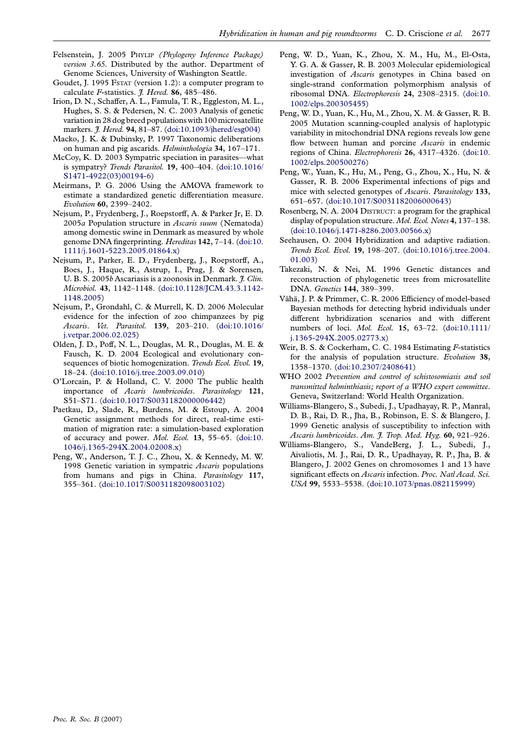Felsenstein, J. 2005 PHYLIP *(Phylogeny Inference Package) version 3.65*. Distributed by the author. Department of Genome Sciences, University of Washington Seattle.

Goudet, J. 1995 FSTAT (version 1.2): a computer program to calculate *F*-statistics. *J. Hered.* **86**, 485–486.

Irion, D. N., Schaffer, A. L., Famula, T. R., Eggleston, M. L., Hughes, S. S. & Pedersen, N. C. 2003 Analysis of genetic variation in 28 dog breed populations with 100 microsatellite markers. *J. Hered.* **94**, 81–87. (doi:10.1093/jhered/esg004)

Macko, J. K. & Dubinsky, P. 1997 Taxonomic deliberations on human and pig ascarids. *Helminthologia* **34**, 167–171.

McCoy, K. D. 2003 Sympatric speciation in parasites—what is sympatry? *Trends Parasitol.* **19**, 400–404. (doi:10.1016/S1471-4922(03)00194-6)

Meirmans, P. G. 2006 Using the AMOVA framework to estimate a standardized genetic differentiation measure. *Evolution* **60**, 2399–2402.

Nejsum, P., Frydenberg, J., Roepstorff, A. & Parker Jr, E. D. 2005*a* Population structure in *Ascaris suum* (Nematoda) among domestic swine in Denmark as measured by whole genome DNA fingerprinting. *Hereditas* **142**, 7–14. (doi:10.1111/j.1601-5223.2005.01864.x)

Nejsum, P., Parker, E. D., Frydenberg, J., Roepstorff, A., Boes, J., Haque, R., Astrup, I., Prag, J. & Sorensen, U. B. S. 2005*b* Ascariasis is a zoonosis in Denmark. *J. Clin. Microbiol.* **43**, 1142–1148. (doi:10.1128/JCM.43.3.1142-1148.2005)

Nejsum, P., Grondahl, C. & Murrell, K. D. 2006 Molecular evidence for the infection of zoo chimpanzees by pig *Ascaris*. *Vet. Parasitol.* **139**, 203–210. (doi:10.1016/j.vetpar.2006.02.025)

Olden, J. D., Poff, N. L., Douglas, M. R., Douglas, M. E. & Fausch, K. D. 2004 Ecological and evolutionary consequences of biotic homogenization. *Trends Ecol. Evol.* **19**, 18–24. (doi:10.1016/j.tree.2003.09.010)

O'Lorcain, P. & Holland, C. V. 2000 The public health importance of *Ascaris lumbricoides*. *Parasitology* **121**, S51–S71. (doi:10.1017/S0031182000006442)

Paetkau, D., Slade, R., Burdens, M. & Estoup, A. 2004 Genetic assignment methods for direct, real-time estimation of migration rate: a simulation-based exploration of accuracy and power. *Mol. Ecol.* **13**, 55–65. (doi:10.1046/j.1365-294X.2004.02008.x)

Peng, W., Anderson, T. J. C., Zhou, X. & Kennedy, M. W. 1998 Genetic variation in sympatric *Ascaris* populations from humans and pigs in China. *Parasitology* **117**, 355–361. (doi:10.1017/S0031182098003102)

Peng, W. D., Yuan, K., Zhou, X. M., Hu, M., El-Osta, Y. G. A. & Gasser, R. B. 2003 Molecular epidemiological investigation of *Ascaris* genotypes in China based on single-strand conformation polymorphism analysis of ribosomal DNA. *Electrophoresis* **24**, 2308–2315. (doi:10.1002/elps.200305455)

Peng, W. D., Yuan, K., Hu, M., Zhou, X. M. & Gasser, R. B. 2005 Mutation scanning-coupled analysis of haplotypic variability in mitochondrial DNA regions reveals low gene flow between human and porcine *Ascaris* in endemic regions of China. *Electrophoresis* **26**, 4317–4326. (doi:10.1002/elps.200500276)

Peng, W., Yuan, K., Hu, M., Peng, G., Zhou, X., Hu, N. & Gasser, R. B. 2006 Experimental infections of pigs and mice with selected genotypes of *Ascaris*. *Parasitology* **133**, 651–657. (doi:10.1017/S0031182006000643)

Rosenberg, N. A. 2004 DISTRUCT: a program for the graphical display of population structure. *Mol. Ecol. Notes* **4**, 137–138. (doi:10.1046/j.1471-8286.2003.00566.x)

Seehausen, O. 2004 Hybridization and adaptive radiation. *Trends Ecol. Evol.* **19**, 198–207. (doi:10.1016/j.tree.2004.01.003)

Takezaki, N. & Nei, M. 1996 Genetic distances and reconstruction of phylogenetic trees from microsatellite DNA. *Genetics* **144**, 389–399.

Vähä, J. P. & Primmer, C. R. 2006 Efficiency of model-based Bayesian methods for detecting hybrid individuals under different hybridization scenarios and with different numbers of loci. *Mol. Ecol.* **15**, 63–72. (doi:10.1111/j.1365-294X.2005.02773.x)

Weir, B. S. & Cockerham, C. C. 1984 Estimating *F*-statistics for the analysis of population structure. *Evolution* **38**, 1358–1370. (doi:10.2307/2408641)

WHO 2002 *Prevention and control of schistosomiasis and soil transmitted helminthiasis; report of a WHO expert committee*. Geneva, Switzerland: World Health Organization.

Williams-Blangero, S., Subedi, J., Upadhayay, R. P., Manral, D. B., Rai, D. R., Jha, B., Robinson, E. S. & Blangero, J. 1999 Genetic analysis of susceptibility to infection with *Ascaris lumbricoides*. *Am. J. Trop. Med. Hyg.* **60**, 921–926.

Williams-Blangero, S., VandeBerg, J. L., Subedi, J., Aivaliotis, M. J., Rai, D. R., Upadhayay, R. P., Jha, B. & Blangero, J. 2002 Genes on chromosomes 1 and 13 have significant effects on *Ascaris* infection. *Proc. Natl Acad. Sci. USA* **99**, 5533–5538. (doi:10.1073/pnas.082115999)